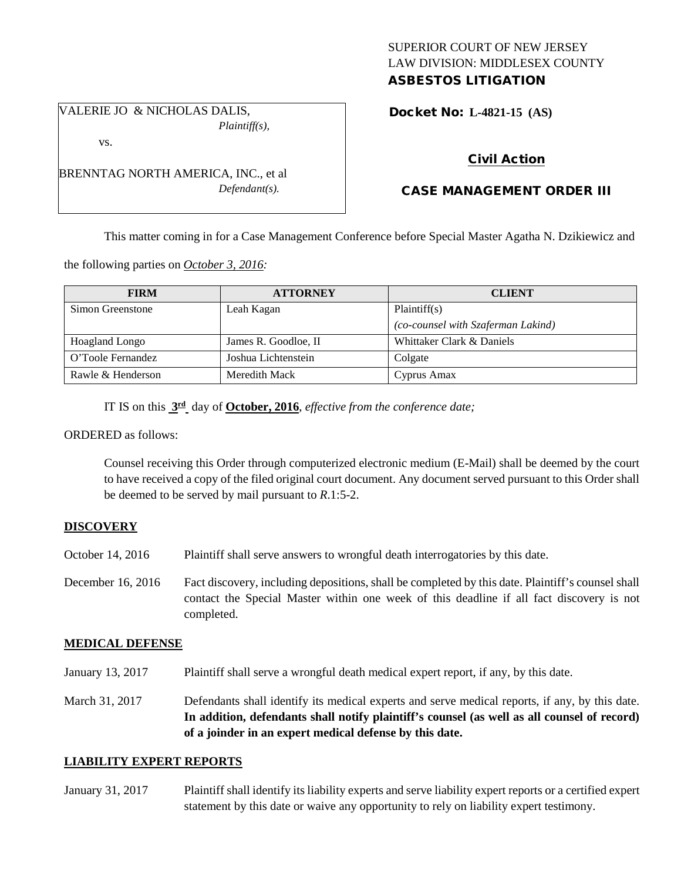SUPERIOR COURT OF NEW JERSEY
LAW DIVISION: MIDDLESEX COUNTY
**ASBESTOS LITIGATION**

VALERIE JO & NICHOLAS DALIS,
*Plaintiff(s),*

vs.

BRENNTAG NORTH AMERICA, INC., et al
*Defendant(s).*

**Docket No: L-4821-15 (AS)**

**Civil Action**

**CASE MANAGEMENT ORDER III**

This matter coming in for a Case Management Conference before Special Master Agatha N. Dzikiewicz and the following parties on *October 3, 2016:*

| FIRM | ATTORNEY | CLIENT |
|---|---|---|
| Simon Greenstone | Leah Kagan | Plaintiff(s)<br>*(co-counsel with Szaferman Lakind)* |
| Hoagland Longo | James R. Goodloe, II | Whittaker Clark & Daniels |
| O'Toole Fernandez | Joshua Lichtenstein | Colgate |
| Rawle & Henderson | Meredith Mack | Cyprus Amax |

IT IS on this **3rd** day of **October, 2016**, *effective from the conference date;*

ORDERED as follows:

Counsel receiving this Order through computerized electronic medium (E-Mail) shall be deemed by the court to have received a copy of the filed original court document. Any document served pursuant to this Order shall be deemed to be served by mail pursuant to *R*.1:5-2.

## DISCOVERY

October 14, 2016 — Plaintiff shall serve answers to wrongful death interrogatories by this date.

December 16, 2016 — Fact discovery, including depositions, shall be completed by this date. Plaintiff's counsel shall contact the Special Master within one week of this deadline if all fact discovery is not completed.

## MEDICAL DEFENSE

January 13, 2017 — Plaintiff shall serve a wrongful death medical expert report, if any, by this date.

March 31, 2017 — Defendants shall identify its medical experts and serve medical reports, if any, by this date. **In addition, defendants shall notify plaintiff's counsel (as well as all counsel of record) of a joinder in an expert medical defense by this date.**

## LIABILITY EXPERT REPORTS

January 31, 2017 — Plaintiff shall identify its liability experts and serve liability expert reports or a certified expert statement by this date or waive any opportunity to rely on liability expert testimony.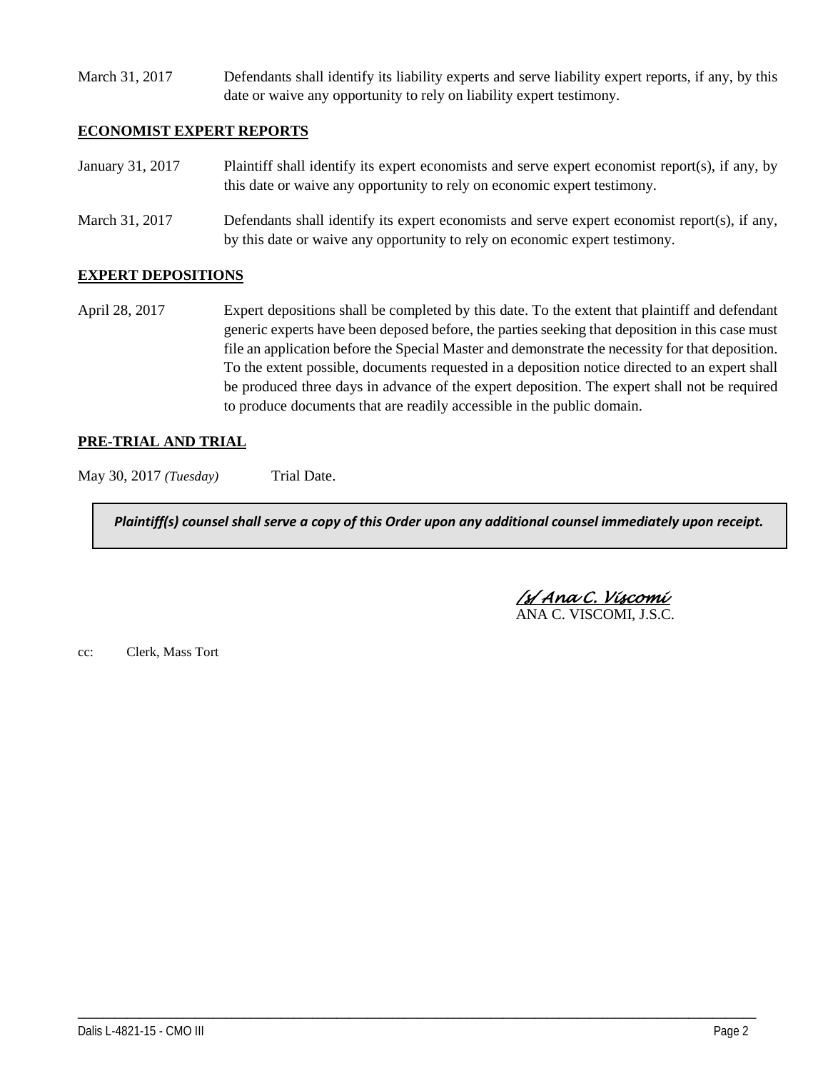March 31, 2017 Defendants shall identify its liability experts and serve liability expert reports, if any, by this date or waive any opportunity to rely on liability expert testimony.

**ECONOMIST EXPERT REPORTS**

January 31, 2017 Plaintiff shall identify its expert economists and serve expert economist report(s), if any, by this date or waive any opportunity to rely on economic expert testimony.

March 31, 2017 Defendants shall identify its expert economists and serve expert economist report(s), if any, by this date or waive any opportunity to rely on economic expert testimony.

**EXPERT DEPOSITIONS**

April 28, 2017 Expert depositions shall be completed by this date. To the extent that plaintiff and defendant generic experts have been deposed before, the parties seeking that deposition in this case must file an application before the Special Master and demonstrate the necessity for that deposition. To the extent possible, documents requested in a deposition notice directed to an expert shall be produced three days in advance of the expert deposition. The expert shall not be required to produce documents that are readily accessible in the public domain.

**PRE-TRIAL AND TRIAL**

May 30, 2017 *(Tuesday)* Trial Date.

***Plaintiff(s) counsel shall serve a copy of this Order upon any additional counsel immediately upon receipt.***

*/s/ Ana C. Viscomi*
ANA C. VISCOMI, J.S.C.

cc: Clerk, Mass Tort